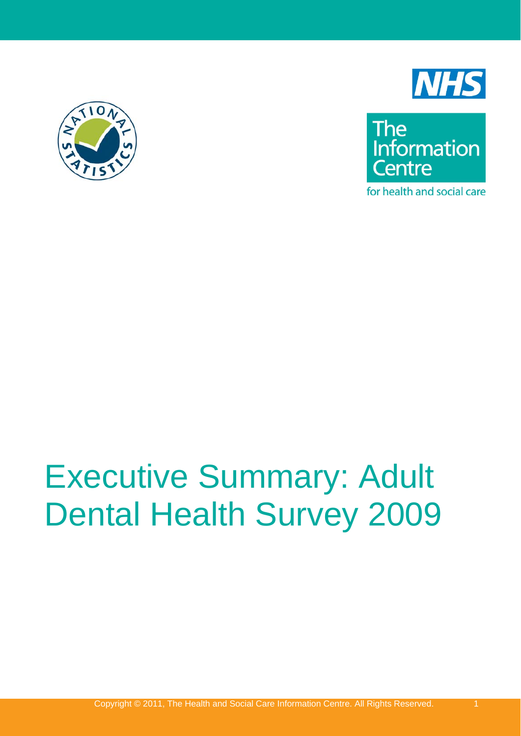NHS

The Information Centre

for health and social care

# Executive Summary: Adult Dental Health Survey 2009

Copyright © 2011, The Health and Social Care Information Centre. All Rights Reserved.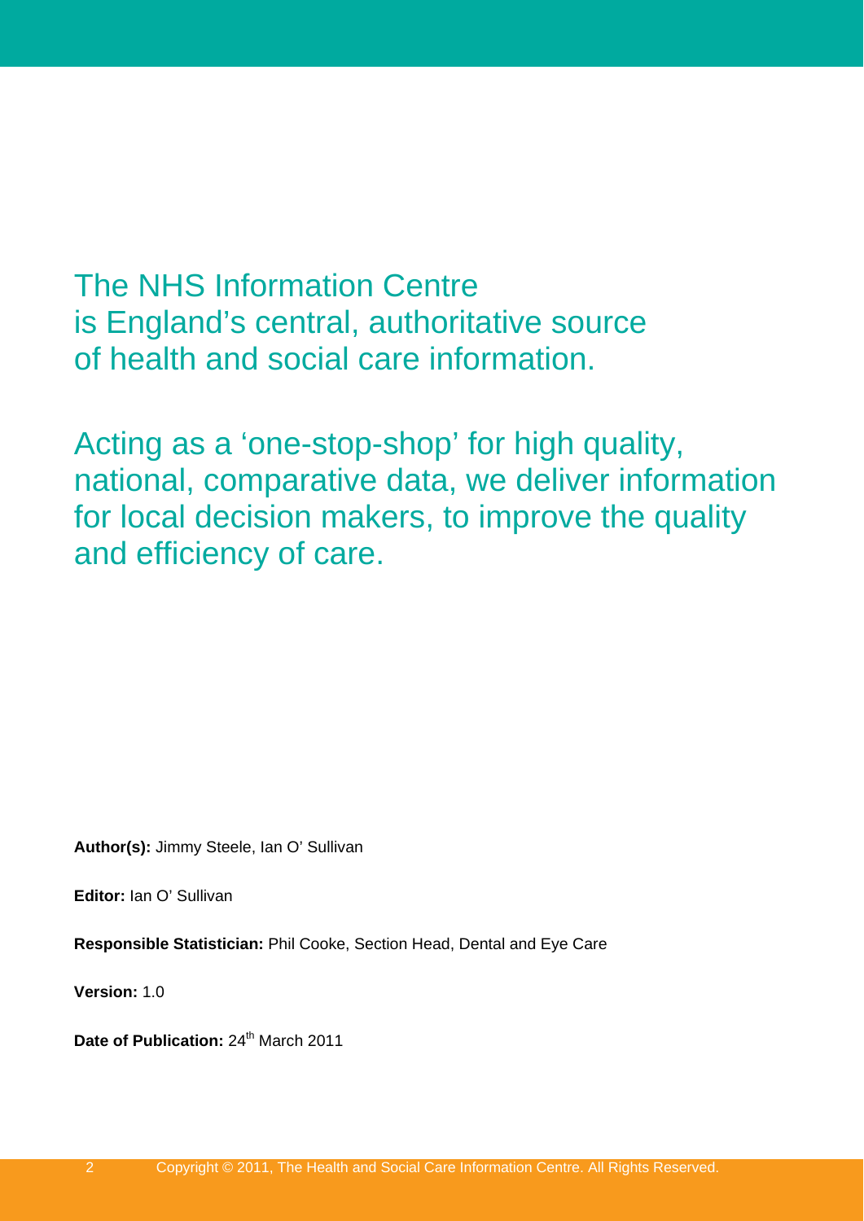The NHS Information Centre is England's central, authoritative source of health and social care information.

Acting as a 'one-stop-shop' for high quality, national, comparative data, we deliver information for local decision makers, to improve the quality and efficiency of care.

**Author(s):** Jimmy Steele, Ian O' Sullivan

**Editor:** Ian O' Sullivan

**Responsible Statistician:** Phil Cooke, Section Head, Dental and Eye Care

**Version:** 1.0

**Date of Publication:** 24th March 2011

Copyright © 2011, The Health and Social Care Information Centre. All Rights Reserved.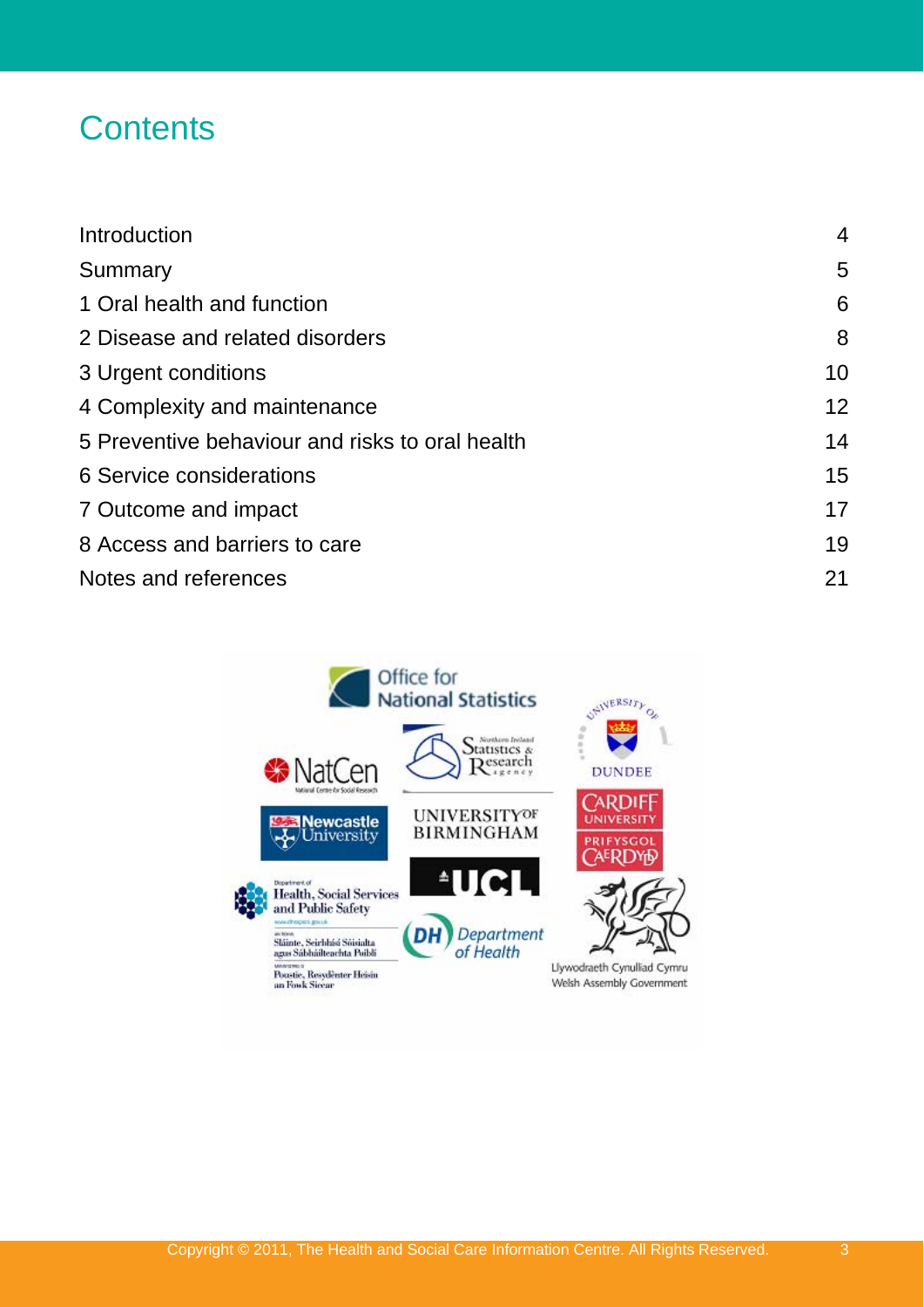# Contents

| | |
|---|---|
| Introduction | 4 |
| Summary | 5 |
| 1 Oral health and function | 6 |
| 2 Disease and related disorders | 8 |
| 3 Urgent conditions | 10 |
| 4 Complexity and maintenance | 12 |
| 5 Preventive behaviour and risks to oral health | 14 |
| 6 Service considerations | 15 |
| 7 Outcome and impact | 17 |
| 8 Access and barriers to care | 19 |
| Notes and references | 21 |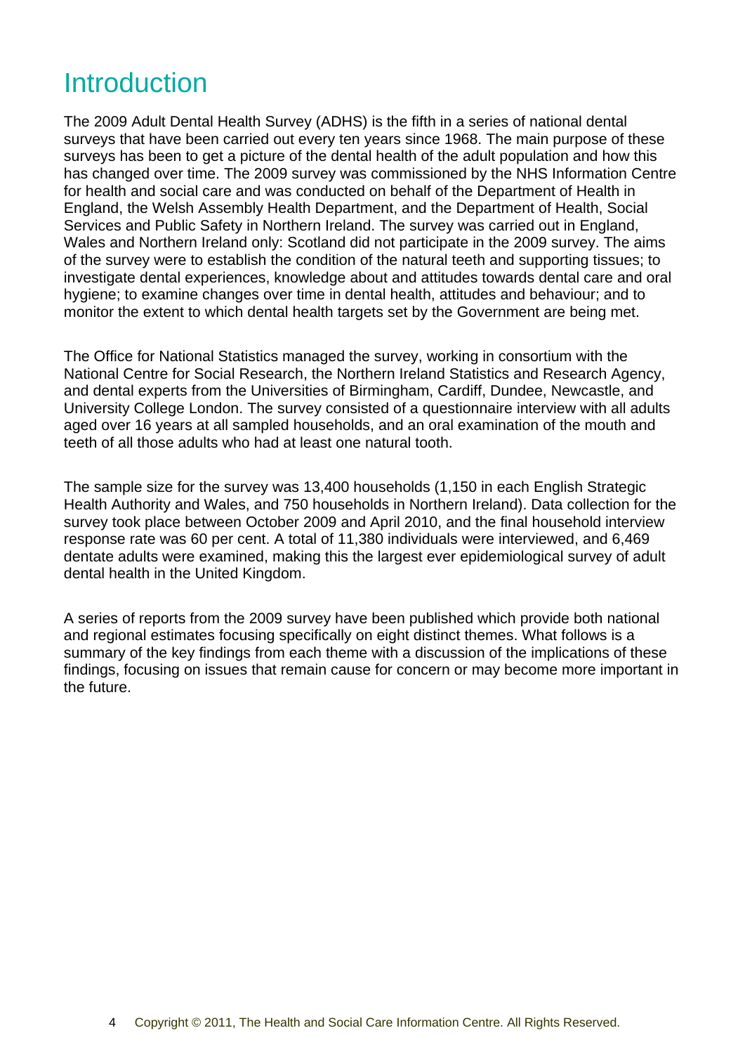# Introduction

The 2009 Adult Dental Health Survey (ADHS) is the fifth in a series of national dental surveys that have been carried out every ten years since 1968. The main purpose of these surveys has been to get a picture of the dental health of the adult population and how this has changed over time. The 2009 survey was commissioned by the NHS Information Centre for health and social care and was conducted on behalf of the Department of Health in England, the Welsh Assembly Health Department, and the Department of Health, Social Services and Public Safety in Northern Ireland. The survey was carried out in England, Wales and Northern Ireland only: Scotland did not participate in the 2009 survey. The aims of the survey were to establish the condition of the natural teeth and supporting tissues; to investigate dental experiences, knowledge about and attitudes towards dental care and oral hygiene; to examine changes over time in dental health, attitudes and behaviour; and to monitor the extent to which dental health targets set by the Government are being met.

The Office for National Statistics managed the survey, working in consortium with the National Centre for Social Research, the Northern Ireland Statistics and Research Agency, and dental experts from the Universities of Birmingham, Cardiff, Dundee, Newcastle, and University College London. The survey consisted of a questionnaire interview with all adults aged over 16 years at all sampled households, and an oral examination of the mouth and teeth of all those adults who had at least one natural tooth.

The sample size for the survey was 13,400 households (1,150 in each English Strategic Health Authority and Wales, and 750 households in Northern Ireland). Data collection for the survey took place between October 2009 and April 2010, and the final household interview response rate was 60 per cent. A total of 11,380 individuals were interviewed, and 6,469 dentate adults were examined, making this the largest ever epidemiological survey of adult dental health in the United Kingdom.

A series of reports from the 2009 survey have been published which provide both national and regional estimates focusing specifically on eight distinct themes. What follows is a summary of the key findings from each theme with a discussion of the implications of these findings, focusing on issues that remain cause for concern or may become more important in the future.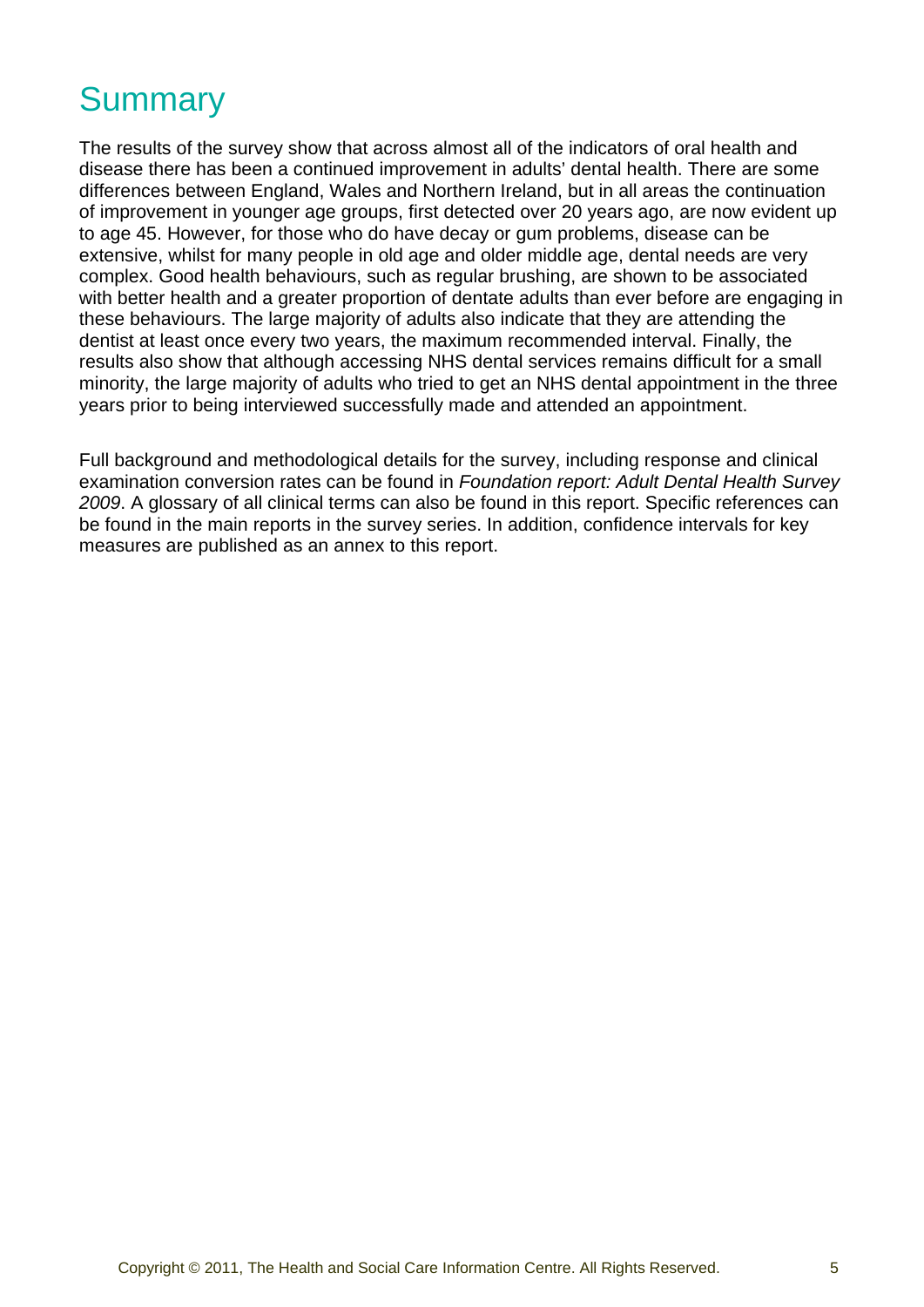# Summary

The results of the survey show that across almost all of the indicators of oral health and disease there has been a continued improvement in adults' dental health. There are some differences between England, Wales and Northern Ireland, but in all areas the continuation of improvement in younger age groups, first detected over 20 years ago, are now evident up to age 45. However, for those who do have decay or gum problems, disease can be extensive, whilst for many people in old age and older middle age, dental needs are very complex. Good health behaviours, such as regular brushing, are shown to be associated with better health and a greater proportion of dentate adults than ever before are engaging in these behaviours. The large majority of adults also indicate that they are attending the dentist at least once every two years, the maximum recommended interval. Finally, the results also show that although accessing NHS dental services remains difficult for a small minority, the large majority of adults who tried to get an NHS dental appointment in the three years prior to being interviewed successfully made and attended an appointment.

Full background and methodological details for the survey, including response and clinical examination conversion rates can be found in *Foundation report: Adult Dental Health Survey 2009*. A glossary of all clinical terms can also be found in this report. Specific references can be found in the main reports in the survey series. In addition, confidence intervals for key measures are published as an annex to this report.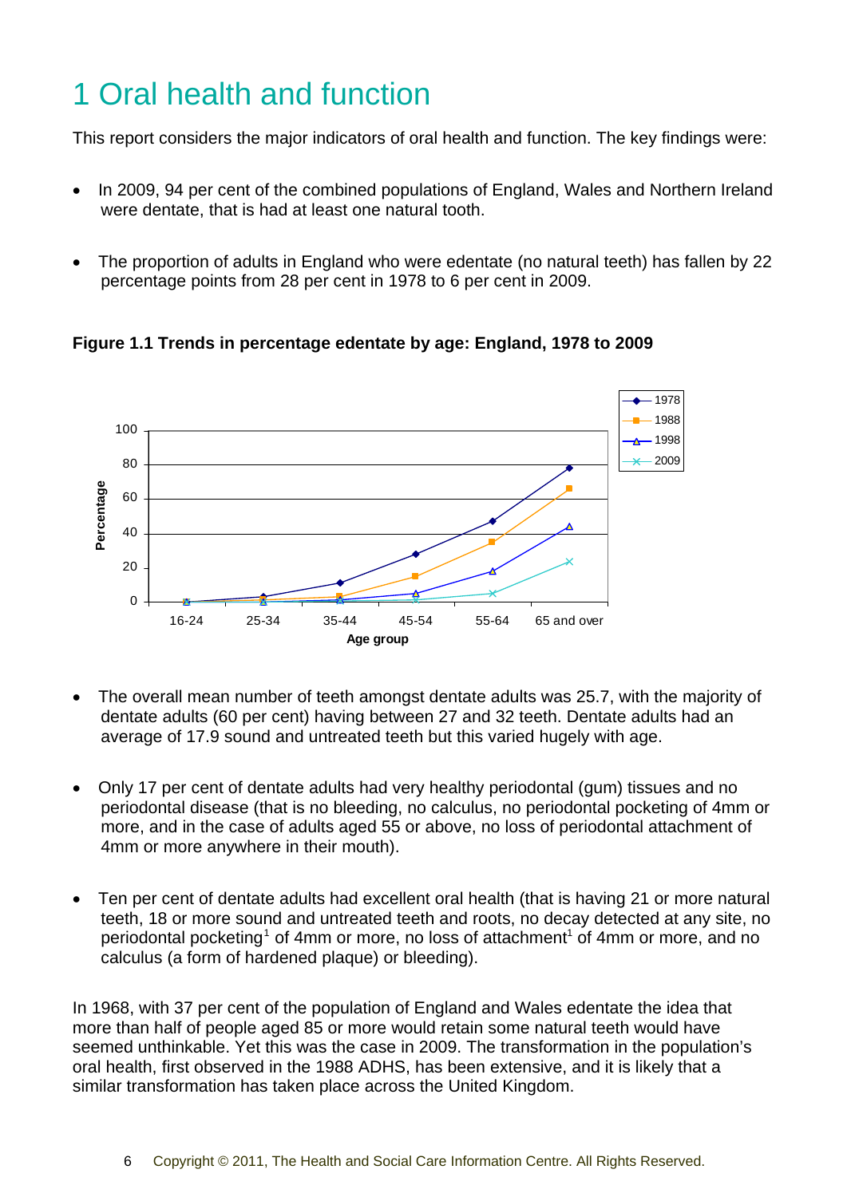# 1 Oral health and function

This report considers the major indicators of oral health and function. The key findings were:

- In 2009, 94 per cent of the combined populations of England, Wales and Northern Ireland were dentate, that is had at least one natural tooth.

- The proportion of adults in England who were edentate (no natural teeth) has fallen by 22 percentage points from 28 per cent in 1978 to 6 per cent in 2009.

**Figure 1.1 Trends in percentage edentate by age: England, 1978 to 2009**

- The overall mean number of teeth amongst dentate adults was 25.7, with the majority of dentate adults (60 per cent) having between 27 and 32 teeth. Dentate adults had an average of 17.9 sound and untreated teeth but this varied hugely with age.

- Only 17 per cent of dentate adults had very healthy periodontal (gum) tissues and no periodontal disease (that is no bleeding, no calculus, no periodontal pocketing of 4mm or more, and in the case of adults aged 55 or above, no loss of periodontal attachment of 4mm or more anywhere in their mouth).

- Ten per cent of dentate adults had excellent oral health (that is having 21 or more natural teeth, 18 or more sound and untreated teeth and roots, no decay detected at any site, no periodontal pocketing[1] of 4mm or more, no loss of attachment[1] of 4mm or more, and no calculus (a form of hardened plaque) or bleeding).

In 1968, with 37 per cent of the population of England and Wales edentate the idea that more than half of people aged 85 or more would retain some natural teeth would have seemed unthinkable. Yet this was the case in 2009. The transformation in the population's oral health, first observed in the 1988 ADHS, has been extensive, and it is likely that a similar transformation has taken place across the United Kingdom.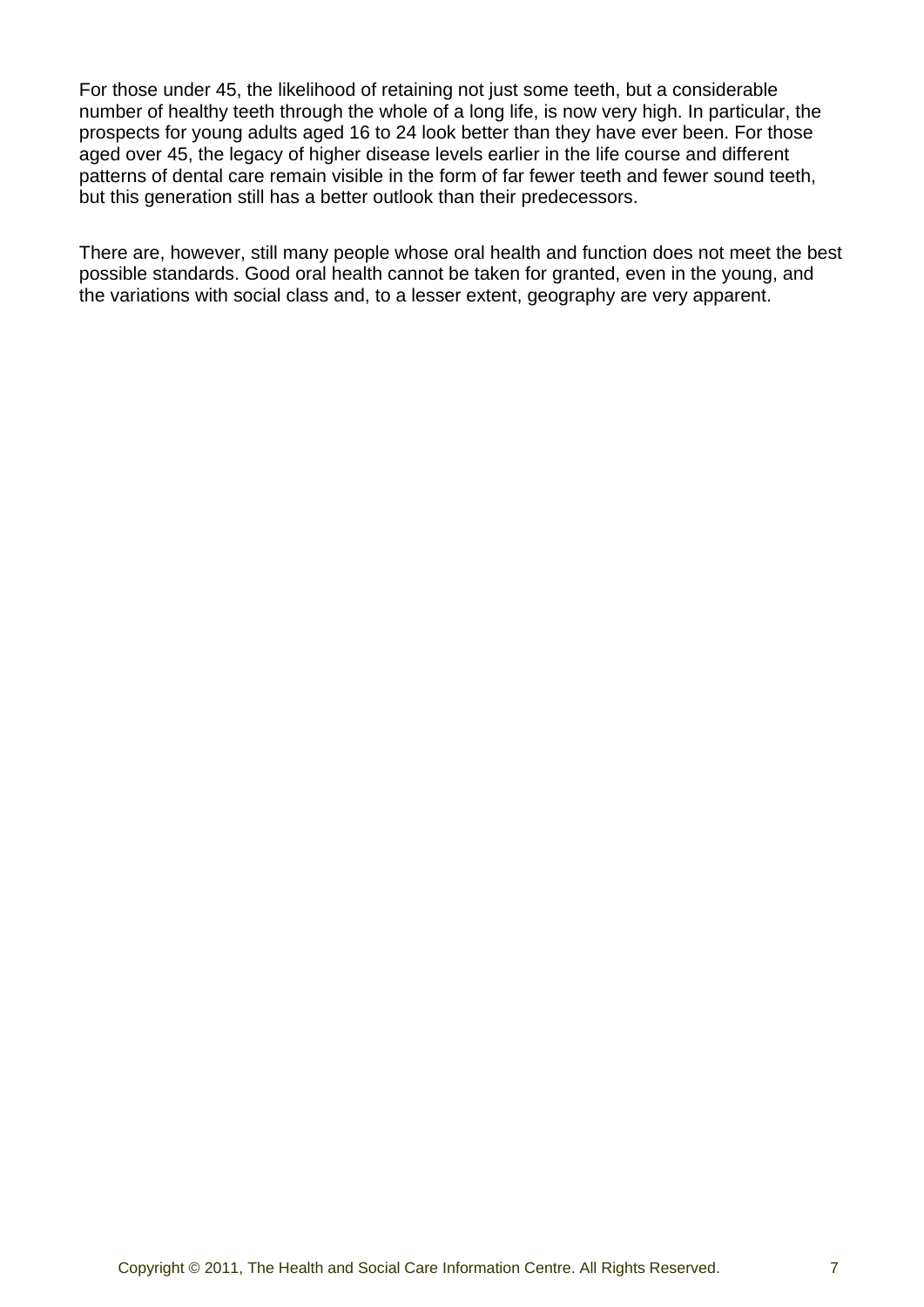For those under 45, the likelihood of retaining not just some teeth, but a considerable number of healthy teeth through the whole of a long life, is now very high. In particular, the prospects for young adults aged 16 to 24 look better than they have ever been. For those aged over 45, the legacy of higher disease levels earlier in the life course and different patterns of dental care remain visible in the form of far fewer teeth and fewer sound teeth, but this generation still has a better outlook than their predecessors.

There are, however, still many people whose oral health and function does not meet the best possible standards. Good oral health cannot be taken for granted, even in the young, and the variations with social class and, to a lesser extent, geography are very apparent.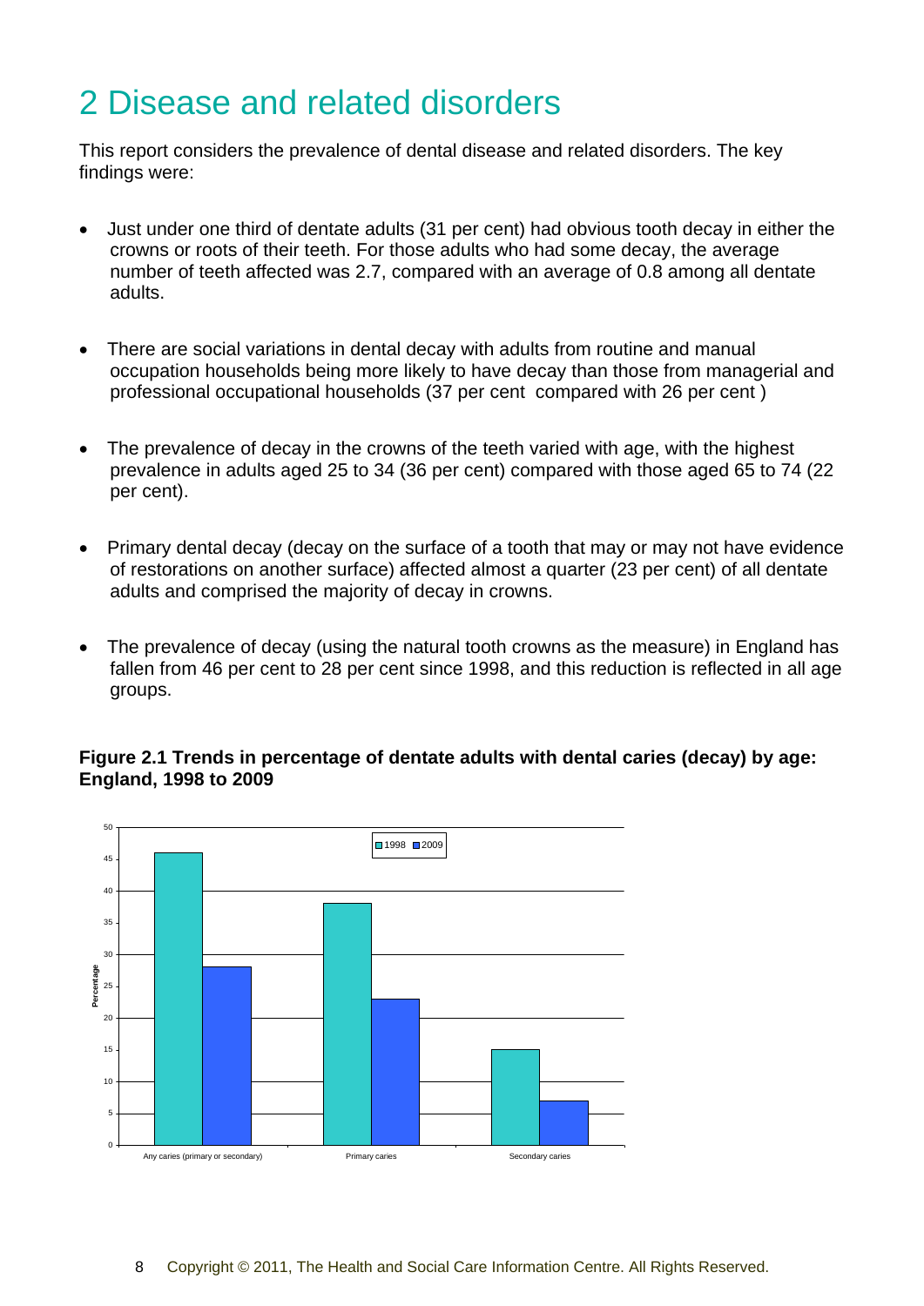# 2 Disease and related disorders

This report considers the prevalence of dental disease and related disorders. The key findings were:

- Just under one third of dentate adults (31 per cent) had obvious tooth decay in either the crowns or roots of their teeth. For those adults who had some decay, the average number of teeth affected was 2.7, compared with an average of 0.8 among all dentate adults.

- There are social variations in dental decay with adults from routine and manual occupation households being more likely to have decay than those from managerial and professional occupational households (37 per cent compared with 26 per cent )

- The prevalence of decay in the crowns of the teeth varied with age, with the highest prevalence in adults aged 25 to 34 (36 per cent) compared with those aged 65 to 74 (22 per cent).

- Primary dental decay (decay on the surface of a tooth that may or may not have evidence of restorations on another surface) affected almost a quarter (23 per cent) of all dentate adults and comprised the majority of decay in crowns.

- The prevalence of decay (using the natural tooth crowns as the measure) in England has fallen from 46 per cent to 28 per cent since 1998, and this reduction is reflected in all age groups.

**Figure 2.1 Trends in percentage of dentate adults with dental caries (decay) by age: England, 1998 to 2009**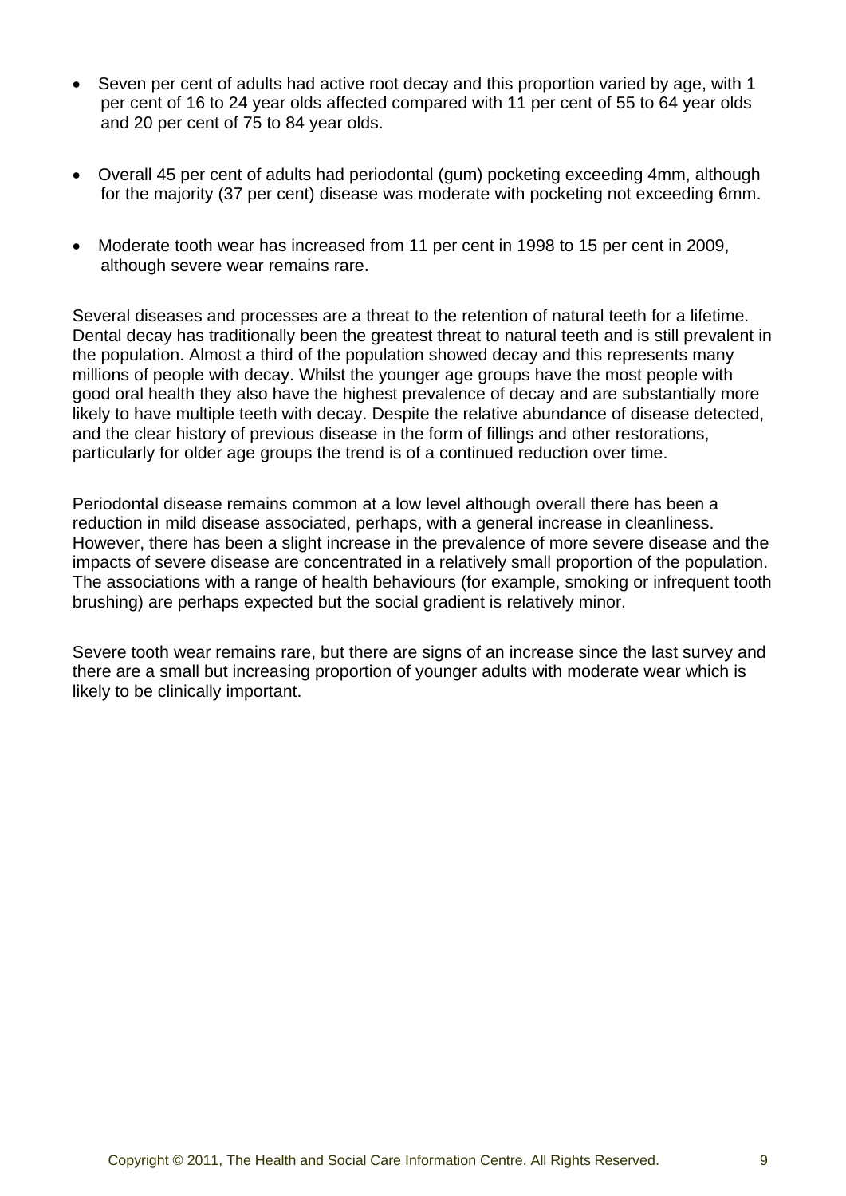- Seven per cent of adults had active root decay and this proportion varied by age, with 1 per cent of 16 to 24 year olds affected compared with 11 per cent of 55 to 64 year olds and 20 per cent of 75 to 84 year olds.

- Overall 45 per cent of adults had periodontal (gum) pocketing exceeding 4mm, although for the majority (37 per cent) disease was moderate with pocketing not exceeding 6mm.

- Moderate tooth wear has increased from 11 per cent in 1998 to 15 per cent in 2009, although severe wear remains rare.

Several diseases and processes are a threat to the retention of natural teeth for a lifetime. Dental decay has traditionally been the greatest threat to natural teeth and is still prevalent in the population. Almost a third of the population showed decay and this represents many millions of people with decay. Whilst the younger age groups have the most people with good oral health they also have the highest prevalence of decay and are substantially more likely to have multiple teeth with decay. Despite the relative abundance of disease detected, and the clear history of previous disease in the form of fillings and other restorations, particularly for older age groups the trend is of a continued reduction over time.

Periodontal disease remains common at a low level although overall there has been a reduction in mild disease associated, perhaps, with a general increase in cleanliness. However, there has been a slight increase in the prevalence of more severe disease and the impacts of severe disease are concentrated in a relatively small proportion of the population. The associations with a range of health behaviours (for example, smoking or infrequent tooth brushing) are perhaps expected but the social gradient is relatively minor.

Severe tooth wear remains rare, but there are signs of an increase since the last survey and there are a small but increasing proportion of younger adults with moderate wear which is likely to be clinically important.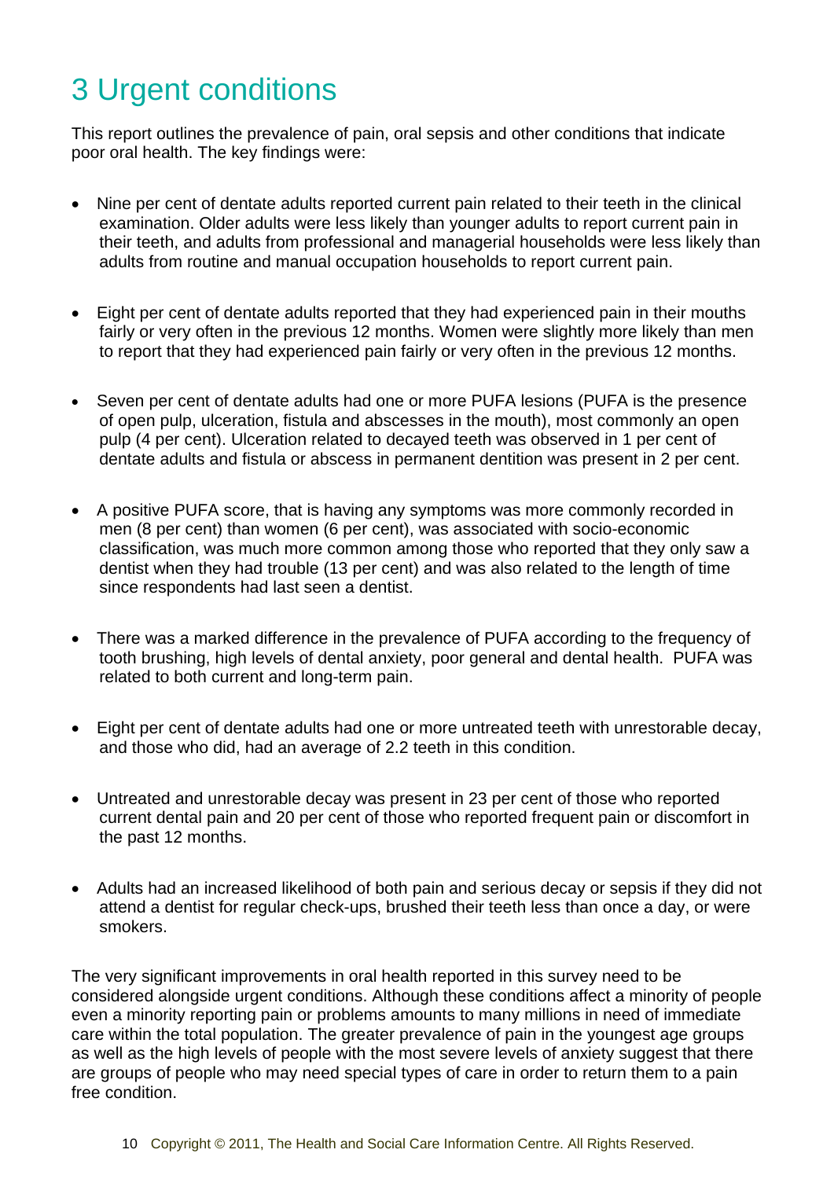# 3 Urgent conditions

This report outlines the prevalence of pain, oral sepsis and other conditions that indicate poor oral health. The key findings were:

- Nine per cent of dentate adults reported current pain related to their teeth in the clinical examination. Older adults were less likely than younger adults to report current pain in their teeth, and adults from professional and managerial households were less likely than adults from routine and manual occupation households to report current pain.

- Eight per cent of dentate adults reported that they had experienced pain in their mouths fairly or very often in the previous 12 months. Women were slightly more likely than men to report that they had experienced pain fairly or very often in the previous 12 months.

- Seven per cent of dentate adults had one or more PUFA lesions (PUFA is the presence of open pulp, ulceration, fistula and abscesses in the mouth), most commonly an open pulp (4 per cent). Ulceration related to decayed teeth was observed in 1 per cent of dentate adults and fistula or abscess in permanent dentition was present in 2 per cent.

- A positive PUFA score, that is having any symptoms was more commonly recorded in men (8 per cent) than women (6 per cent), was associated with socio-economic classification, was much more common among those who reported that they only saw a dentist when they had trouble (13 per cent) and was also related to the length of time since respondents had last seen a dentist.

- There was a marked difference in the prevalence of PUFA according to the frequency of tooth brushing, high levels of dental anxiety, poor general and dental health. PUFA was related to both current and long-term pain.

- Eight per cent of dentate adults had one or more untreated teeth with unrestorable decay, and those who did, had an average of 2.2 teeth in this condition.

- Untreated and unrestorable decay was present in 23 per cent of those who reported current dental pain and 20 per cent of those who reported frequent pain or discomfort in the past 12 months.

- Adults had an increased likelihood of both pain and serious decay or sepsis if they did not attend a dentist for regular check-ups, brushed their teeth less than once a day, or were smokers.

The very significant improvements in oral health reported in this survey need to be considered alongside urgent conditions. Although these conditions affect a minority of people even a minority reporting pain or problems amounts to many millions in need of immediate care within the total population. The greater prevalence of pain in the youngest age groups as well as the high levels of people with the most severe levels of anxiety suggest that there are groups of people who may need special types of care in order to return them to a pain free condition.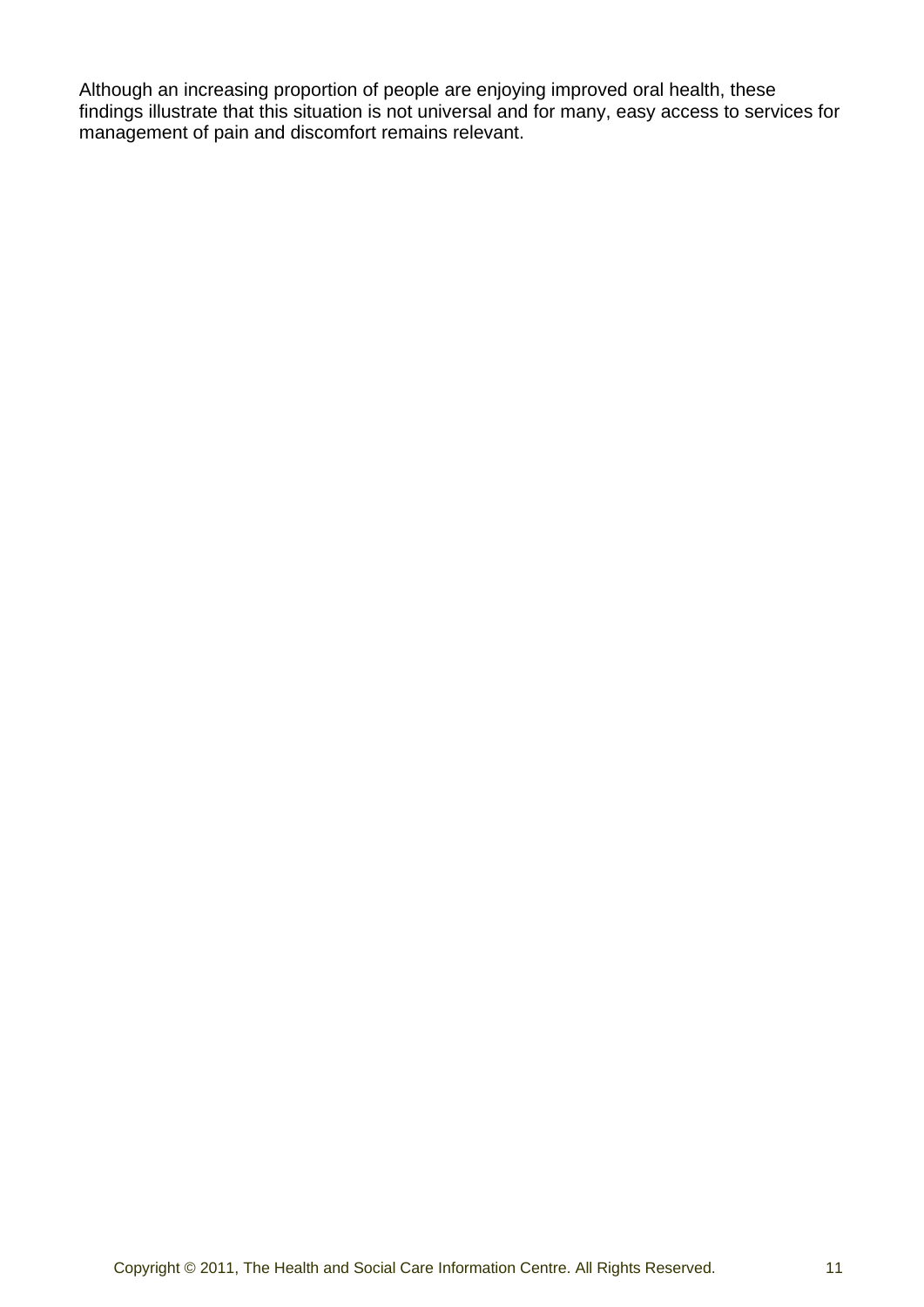Although an increasing proportion of people are enjoying improved oral health, these findings illustrate that this situation is not universal and for many, easy access to services for management of pain and discomfort remains relevant.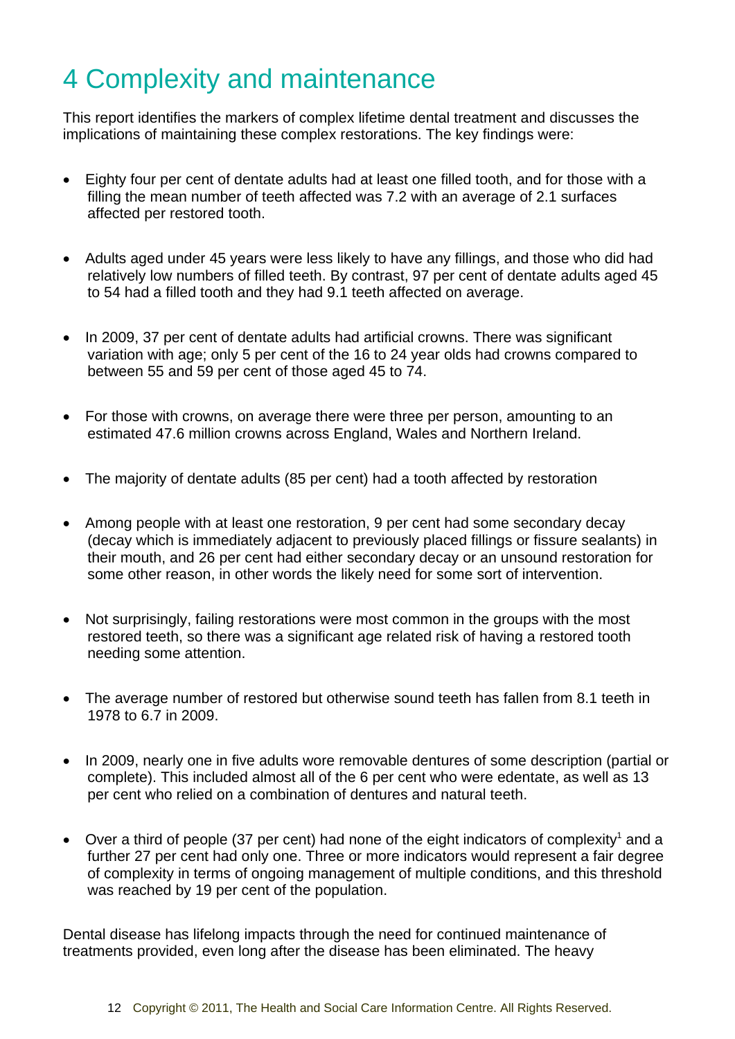# 4 Complexity and maintenance

This report identifies the markers of complex lifetime dental treatment and discusses the implications of maintaining these complex restorations. The key findings were:

- Eighty four per cent of dentate adults had at least one filled tooth, and for those with a filling the mean number of teeth affected was 7.2 with an average of 2.1 surfaces affected per restored tooth.

- Adults aged under 45 years were less likely to have any fillings, and those who did had relatively low numbers of filled teeth. By contrast, 97 per cent of dentate adults aged 45 to 54 had a filled tooth and they had 9.1 teeth affected on average.

- In 2009, 37 per cent of dentate adults had artificial crowns. There was significant variation with age; only 5 per cent of the 16 to 24 year olds had crowns compared to between 55 and 59 per cent of those aged 45 to 74.

- For those with crowns, on average there were three per person, amounting to an estimated 47.6 million crowns across England, Wales and Northern Ireland.

- The majority of dentate adults (85 per cent) had a tooth affected by restoration

- Among people with at least one restoration, 9 per cent had some secondary decay (decay which is immediately adjacent to previously placed fillings or fissure sealants) in their mouth, and 26 per cent had either secondary decay or an unsound restoration for some other reason, in other words the likely need for some sort of intervention.

- Not surprisingly, failing restorations were most common in the groups with the most restored teeth, so there was a significant age related risk of having a restored tooth needing some attention.

- The average number of restored but otherwise sound teeth has fallen from 8.1 teeth in 1978 to 6.7 in 2009.

- In 2009, nearly one in five adults wore removable dentures of some description (partial or complete). This included almost all of the 6 per cent who were edentate, as well as 13 per cent who relied on a combination of dentures and natural teeth.

- Over a third of people (37 per cent) had none of the eight indicators of complexity[1] and a further 27 per cent had only one. Three or more indicators would represent a fair degree of complexity in terms of ongoing management of multiple conditions, and this threshold was reached by 19 per cent of the population.

Dental disease has lifelong impacts through the need for continued maintenance of treatments provided, even long after the disease has been eliminated. The heavy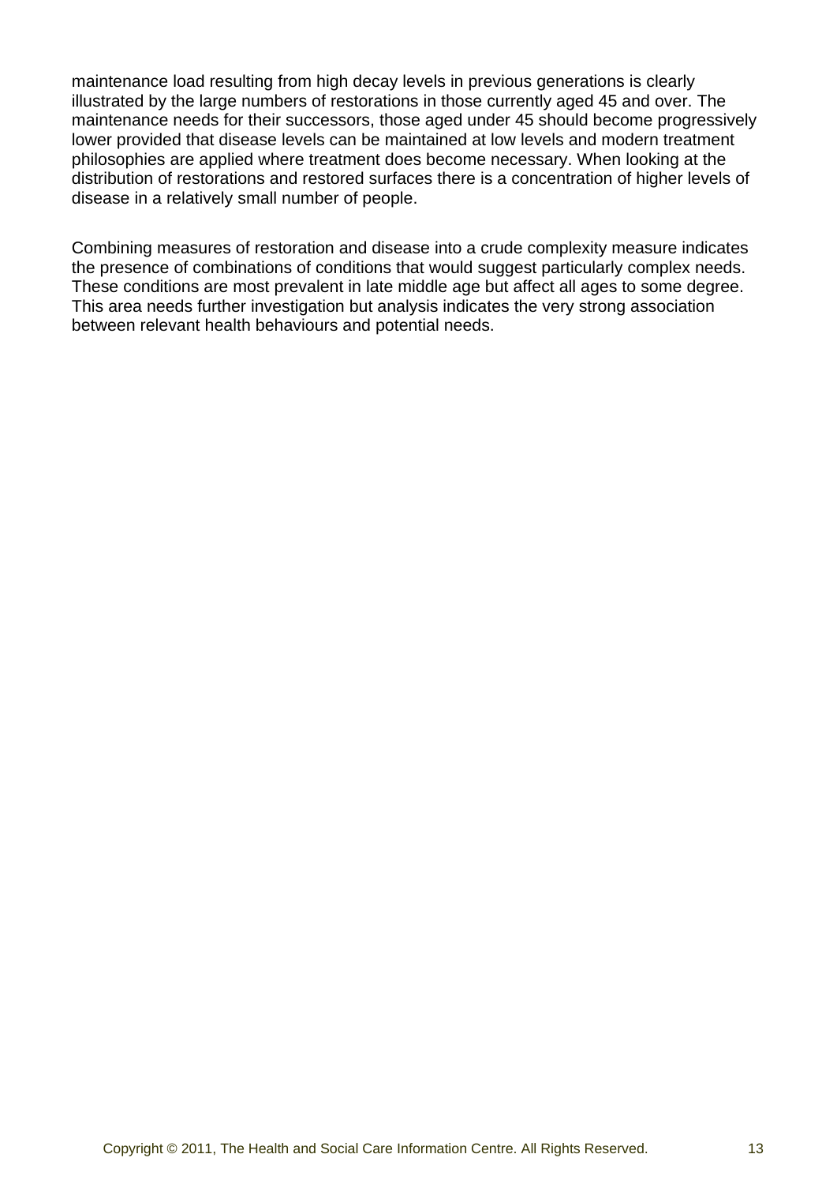maintenance load resulting from high decay levels in previous generations is clearly illustrated by the large numbers of restorations in those currently aged 45 and over. The maintenance needs for their successors, those aged under 45 should become progressively lower provided that disease levels can be maintained at low levels and modern treatment philosophies are applied where treatment does become necessary. When looking at the distribution of restorations and restored surfaces there is a concentration of higher levels of disease in a relatively small number of people.

Combining measures of restoration and disease into a crude complexity measure indicates the presence of combinations of conditions that would suggest particularly complex needs. These conditions are most prevalent in late middle age but affect all ages to some degree. This area needs further investigation but analysis indicates the very strong association between relevant health behaviours and potential needs.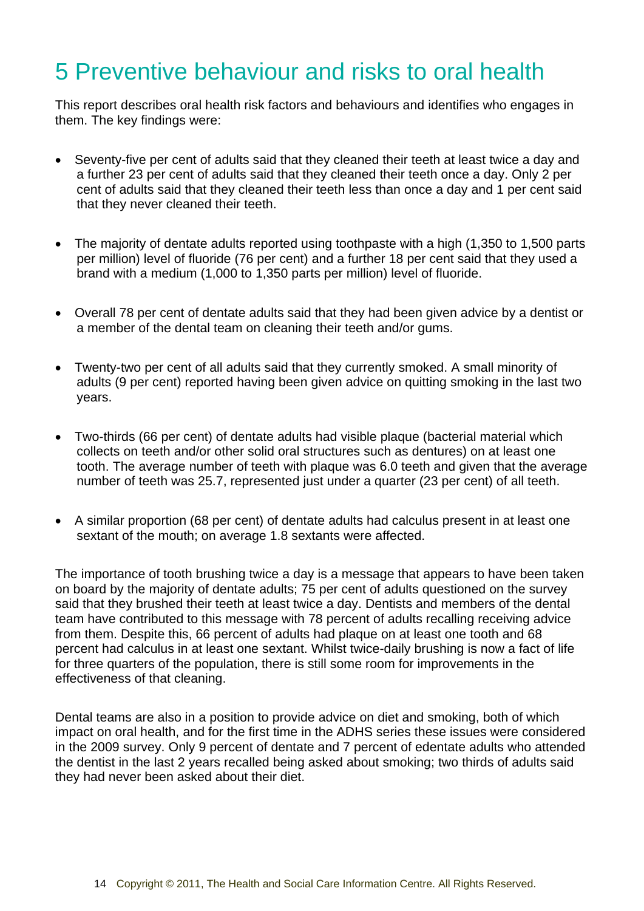# 5 Preventive behaviour and risks to oral health

This report describes oral health risk factors and behaviours and identifies who engages in them. The key findings were:

- Seventy-five per cent of adults said that they cleaned their teeth at least twice a day and a further 23 per cent of adults said that they cleaned their teeth once a day. Only 2 per cent of adults said that they cleaned their teeth less than once a day and 1 per cent said that they never cleaned their teeth.

- The majority of dentate adults reported using toothpaste with a high (1,350 to 1,500 parts per million) level of fluoride (76 per cent) and a further 18 per cent said that they used a brand with a medium (1,000 to 1,350 parts per million) level of fluoride.

- Overall 78 per cent of dentate adults said that they had been given advice by a dentist or a member of the dental team on cleaning their teeth and/or gums.

- Twenty-two per cent of all adults said that they currently smoked. A small minority of adults (9 per cent) reported having been given advice on quitting smoking in the last two years.

- Two-thirds (66 per cent) of dentate adults had visible plaque (bacterial material which collects on teeth and/or other solid oral structures such as dentures) on at least one tooth. The average number of teeth with plaque was 6.0 teeth and given that the average number of teeth was 25.7, represented just under a quarter (23 per cent) of all teeth.

- A similar proportion (68 per cent) of dentate adults had calculus present in at least one sextant of the mouth; on average 1.8 sextants were affected.

The importance of tooth brushing twice a day is a message that appears to have been taken on board by the majority of dentate adults; 75 per cent of adults questioned on the survey said that they brushed their teeth at least twice a day. Dentists and members of the dental team have contributed to this message with 78 percent of adults recalling receiving advice from them. Despite this, 66 percent of adults had plaque on at least one tooth and 68 percent had calculus in at least one sextant. Whilst twice-daily brushing is now a fact of life for three quarters of the population, there is still some room for improvements in the effectiveness of that cleaning.

Dental teams are also in a position to provide advice on diet and smoking, both of which impact on oral health, and for the first time in the ADHS series these issues were considered in the 2009 survey. Only 9 percent of dentate and 7 percent of edentate adults who attended the dentist in the last 2 years recalled being asked about smoking; two thirds of adults said they had never been asked about their diet.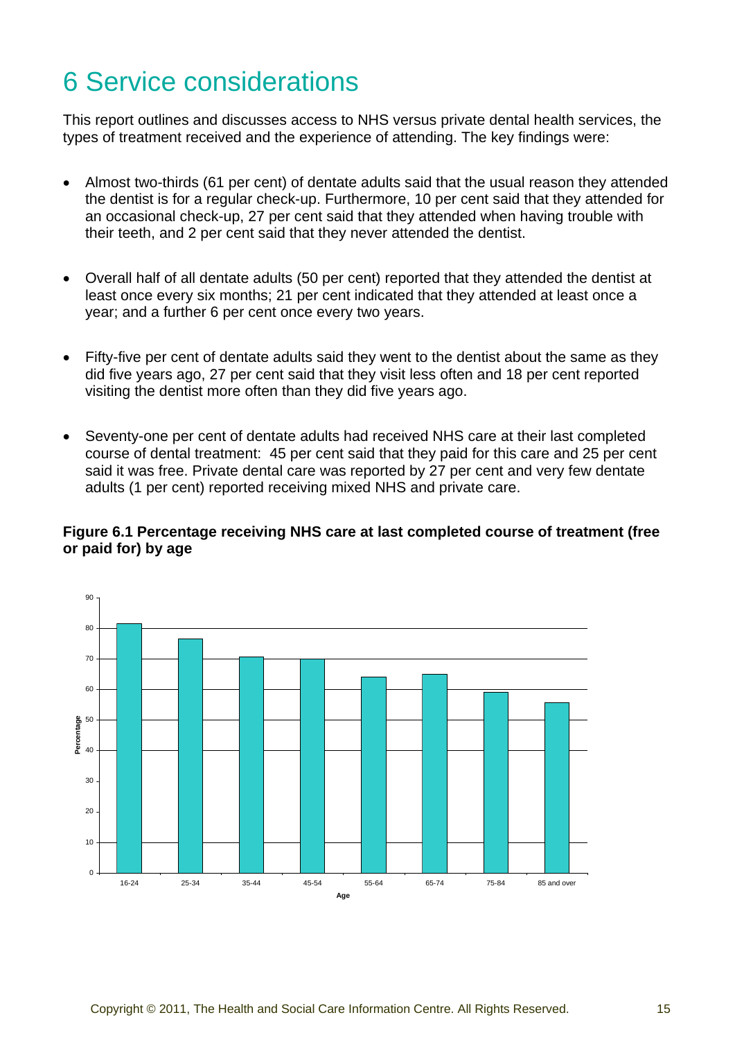# 6 Service considerations

This report outlines and discusses access to NHS versus private dental health services, the types of treatment received and the experience of attending. The key findings were:

- Almost two-thirds (61 per cent) of dentate adults said that the usual reason they attended the dentist is for a regular check-up. Furthermore, 10 per cent said that they attended for an occasional check-up, 27 per cent said that they attended when having trouble with their teeth, and 2 per cent said that they never attended the dentist.

- Overall half of all dentate adults (50 per cent) reported that they attended the dentist at least once every six months; 21 per cent indicated that they attended at least once a year; and a further 6 per cent once every two years.

- Fifty-five per cent of dentate adults said they went to the dentist about the same as they did five years ago, 27 per cent said that they visit less often and 18 per cent reported visiting the dentist more often than they did five years ago.

- Seventy-one per cent of dentate adults had received NHS care at their last completed course of dental treatment: 45 per cent said that they paid for this care and 25 per cent said it was free. Private dental care was reported by 27 per cent and very few dentate adults (1 per cent) reported receiving mixed NHS and private care.

**Figure 6.1 Percentage receiving NHS care at last completed course of treatment (free or paid for) by age**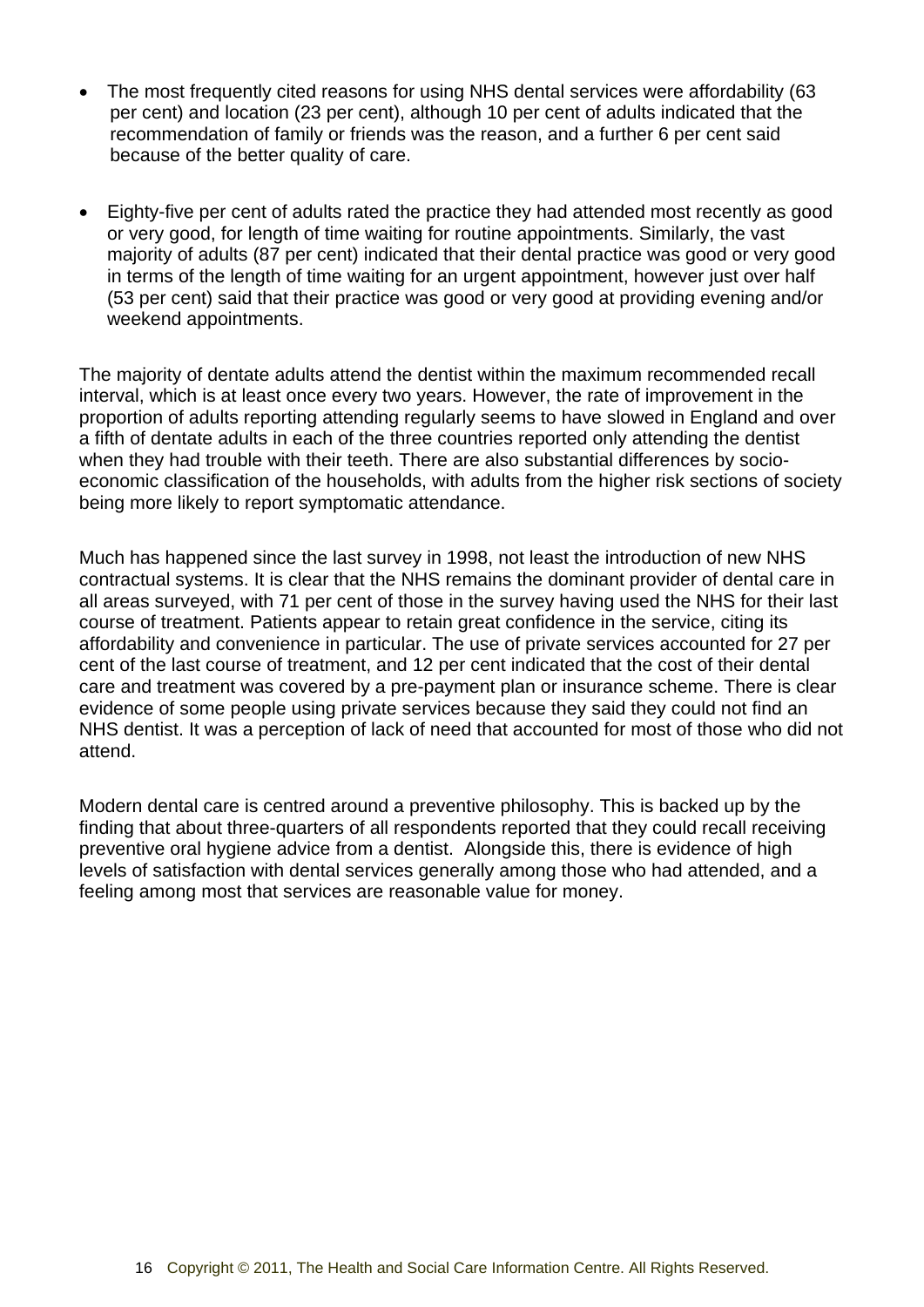- The most frequently cited reasons for using NHS dental services were affordability (63 per cent) and location (23 per cent), although 10 per cent of adults indicated that the recommendation of family or friends was the reason, and a further 6 per cent said because of the better quality of care.

- Eighty-five per cent of adults rated the practice they had attended most recently as good or very good, for length of time waiting for routine appointments. Similarly, the vast majority of adults (87 per cent) indicated that their dental practice was good or very good in terms of the length of time waiting for an urgent appointment, however just over half (53 per cent) said that their practice was good or very good at providing evening and/or weekend appointments.

The majority of dentate adults attend the dentist within the maximum recommended recall interval, which is at least once every two years. However, the rate of improvement in the proportion of adults reporting attending regularly seems to have slowed in England and over a fifth of dentate adults in each of the three countries reported only attending the dentist when they had trouble with their teeth. There are also substantial differences by socio-economic classification of the households, with adults from the higher risk sections of society being more likely to report symptomatic attendance.

Much has happened since the last survey in 1998, not least the introduction of new NHS contractual systems. It is clear that the NHS remains the dominant provider of dental care in all areas surveyed, with 71 per cent of those in the survey having used the NHS for their last course of treatment. Patients appear to retain great confidence in the service, citing its affordability and convenience in particular. The use of private services accounted for 27 per cent of the last course of treatment, and 12 per cent indicated that the cost of their dental care and treatment was covered by a pre-payment plan or insurance scheme. There is clear evidence of some people using private services because they said they could not find an NHS dentist. It was a perception of lack of need that accounted for most of those who did not attend.

Modern dental care is centred around a preventive philosophy. This is backed up by the finding that about three-quarters of all respondents reported that they could recall receiving preventive oral hygiene advice from a dentist. Alongside this, there is evidence of high levels of satisfaction with dental services generally among those who had attended, and a feeling among most that services are reasonable value for money.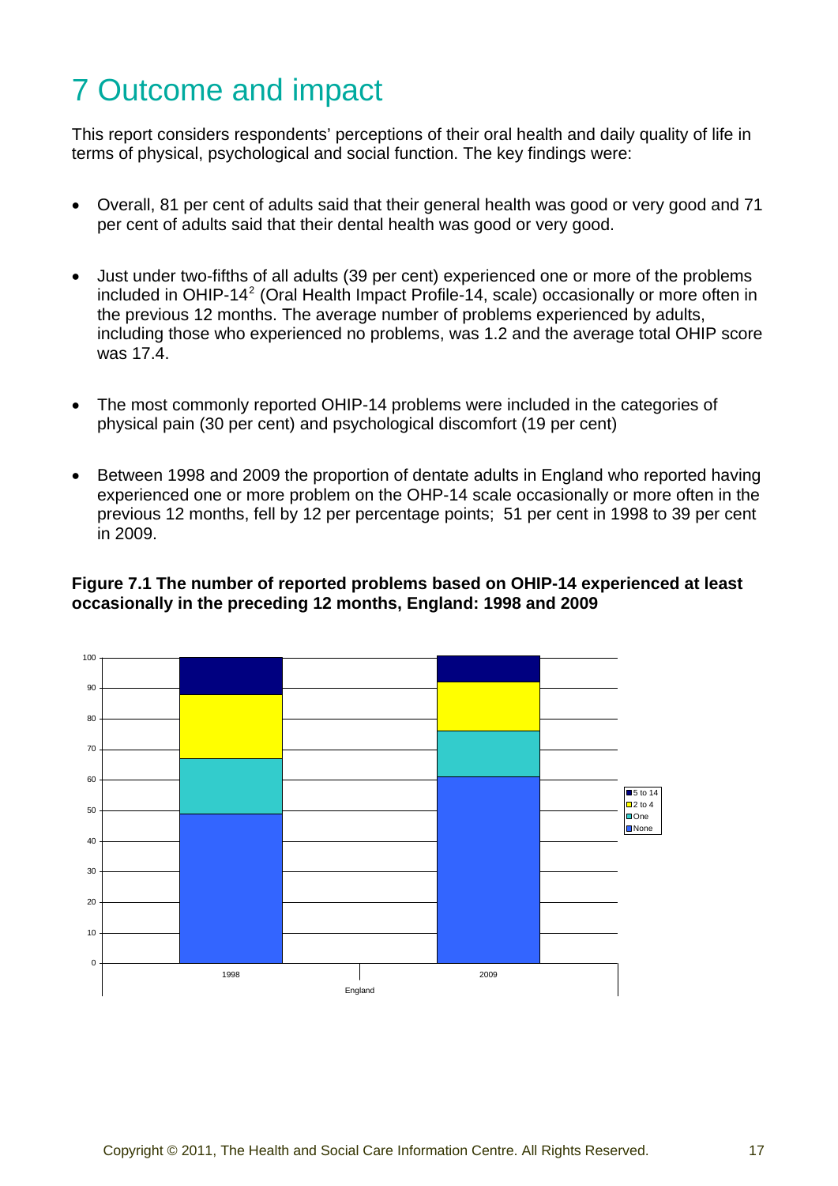# 7 Outcome and impact

This report considers respondents' perceptions of their oral health and daily quality of life in terms of physical, psychological and social function. The key findings were:

- Overall, 81 per cent of adults said that their general health was good or very good and 71 per cent of adults said that their dental health was good or very good.
- Just under two-fifths of all adults (39 per cent) experienced one or more of the problems included in OHIP-14[2] (Oral Health Impact Profile-14, scale) occasionally or more often in the previous 12 months. The average number of problems experienced by adults, including those who experienced no problems, was 1.2 and the average total OHIP score was 17.4.
- The most commonly reported OHIP-14 problems were included in the categories of physical pain (30 per cent) and psychological discomfort (19 per cent)
- Between 1998 and 2009 the proportion of dentate adults in England who reported having experienced one or more problem on the OHP-14 scale occasionally or more often in the previous 12 months, fell by 12 per percentage points;  51 per cent in 1998 to 39 per cent in 2009.

**Figure 7.1 The number of reported problems based on OHIP-14 experienced at least occasionally in the preceding 12 months, England: 1998 and 2009**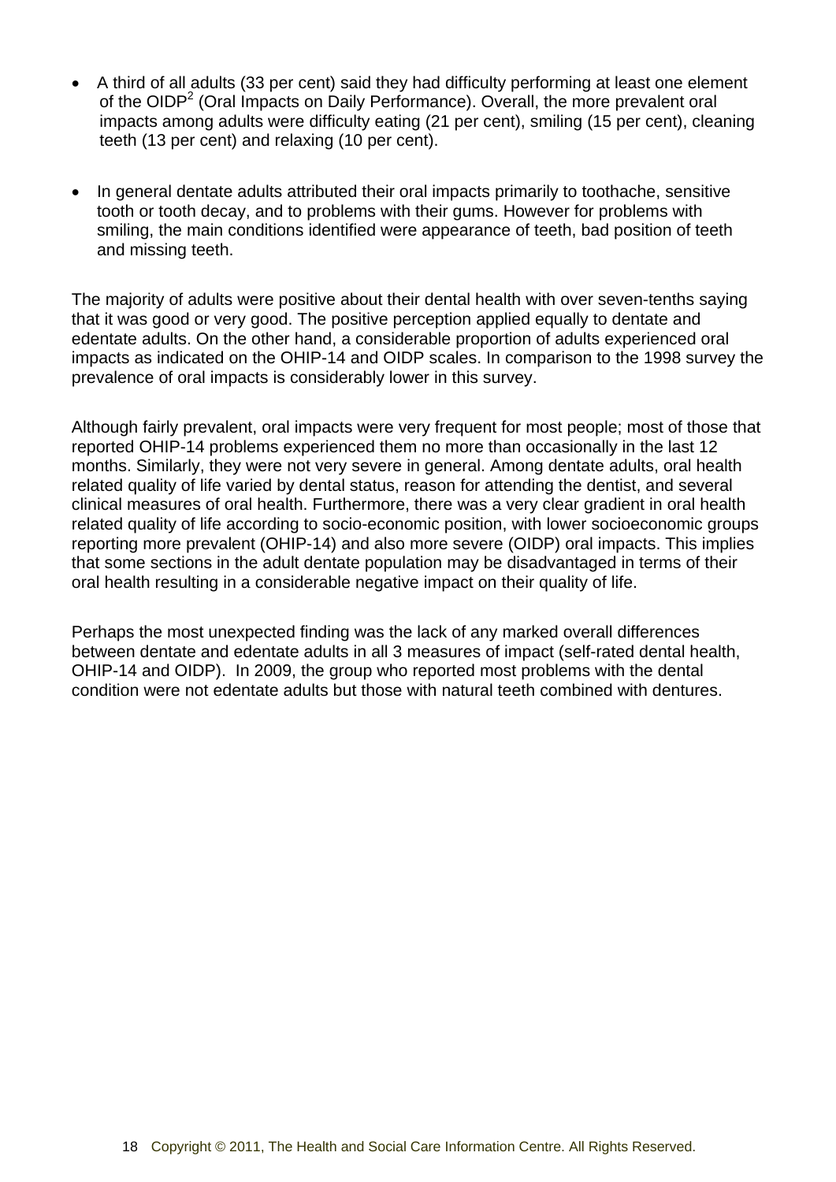- A third of all adults (33 per cent) said they had difficulty performing at least one element of the OIDP[2] (Oral Impacts on Daily Performance). Overall, the more prevalent oral impacts among adults were difficulty eating (21 per cent), smiling (15 per cent), cleaning teeth (13 per cent) and relaxing (10 per cent).

- In general dentate adults attributed their oral impacts primarily to toothache, sensitive tooth or tooth decay, and to problems with their gums. However for problems with smiling, the main conditions identified were appearance of teeth, bad position of teeth and missing teeth.

The majority of adults were positive about their dental health with over seven-tenths saying that it was good or very good. The positive perception applied equally to dentate and edentate adults. On the other hand, a considerable proportion of adults experienced oral impacts as indicated on the OHIP-14 and OIDP scales. In comparison to the 1998 survey the prevalence of oral impacts is considerably lower in this survey.

Although fairly prevalent, oral impacts were very frequent for most people; most of those that reported OHIP-14 problems experienced them no more than occasionally in the last 12 months. Similarly, they were not very severe in general. Among dentate adults, oral health related quality of life varied by dental status, reason for attending the dentist, and several clinical measures of oral health. Furthermore, there was a very clear gradient in oral health related quality of life according to socio-economic position, with lower socioeconomic groups reporting more prevalent (OHIP-14) and also more severe (OIDP) oral impacts. This implies that some sections in the adult dentate population may be disadvantaged in terms of their oral health resulting in a considerable negative impact on their quality of life.

Perhaps the most unexpected finding was the lack of any marked overall differences between dentate and edentate adults in all 3 measures of impact (self-rated dental health, OHIP-14 and OIDP). In 2009, the group who reported most problems with the dental condition were not edentate adults but those with natural teeth combined with dentures.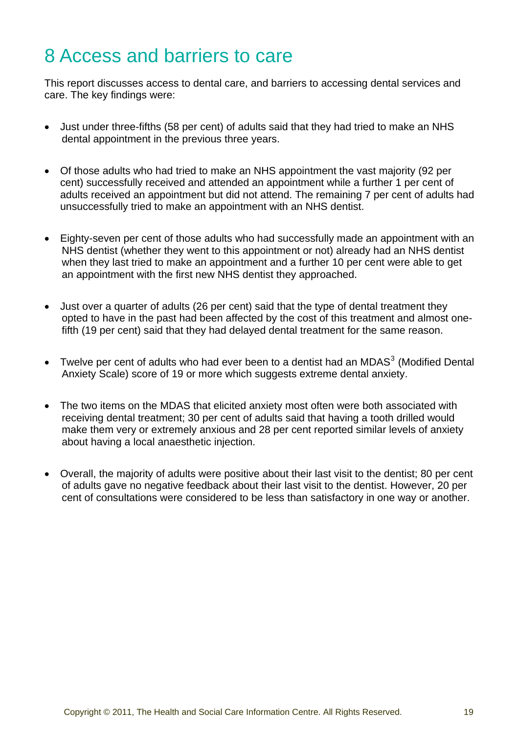# 8 Access and barriers to care

This report discusses access to dental care, and barriers to accessing dental services and care. The key findings were:

- Just under three-fifths (58 per cent) of adults said that they had tried to make an NHS dental appointment in the previous three years.
- Of those adults who had tried to make an NHS appointment the vast majority (92 per cent) successfully received and attended an appointment while a further 1 per cent of adults received an appointment but did not attend. The remaining 7 per cent of adults had unsuccessfully tried to make an appointment with an NHS dentist.
- Eighty-seven per cent of those adults who had successfully made an appointment with an NHS dentist (whether they went to this appointment or not) already had an NHS dentist when they last tried to make an appointment and a further 10 per cent were able to get an appointment with the first new NHS dentist they approached.
- Just over a quarter of adults (26 per cent) said that the type of dental treatment they opted to have in the past had been affected by the cost of this treatment and almost one-fifth (19 per cent) said that they had delayed dental treatment for the same reason.
- Twelve per cent of adults who had ever been to a dentist had an MDAS[3] (Modified Dental Anxiety Scale) score of 19 or more which suggests extreme dental anxiety.
- The two items on the MDAS that elicited anxiety most often were both associated with receiving dental treatment; 30 per cent of adults said that having a tooth drilled would make them very or extremely anxious and 28 per cent reported similar levels of anxiety about having a local anaesthetic injection.
- Overall, the majority of adults were positive about their last visit to the dentist; 80 per cent of adults gave no negative feedback about their last visit to the dentist. However, 20 per cent of consultations were considered to be less than satisfactory in one way or another.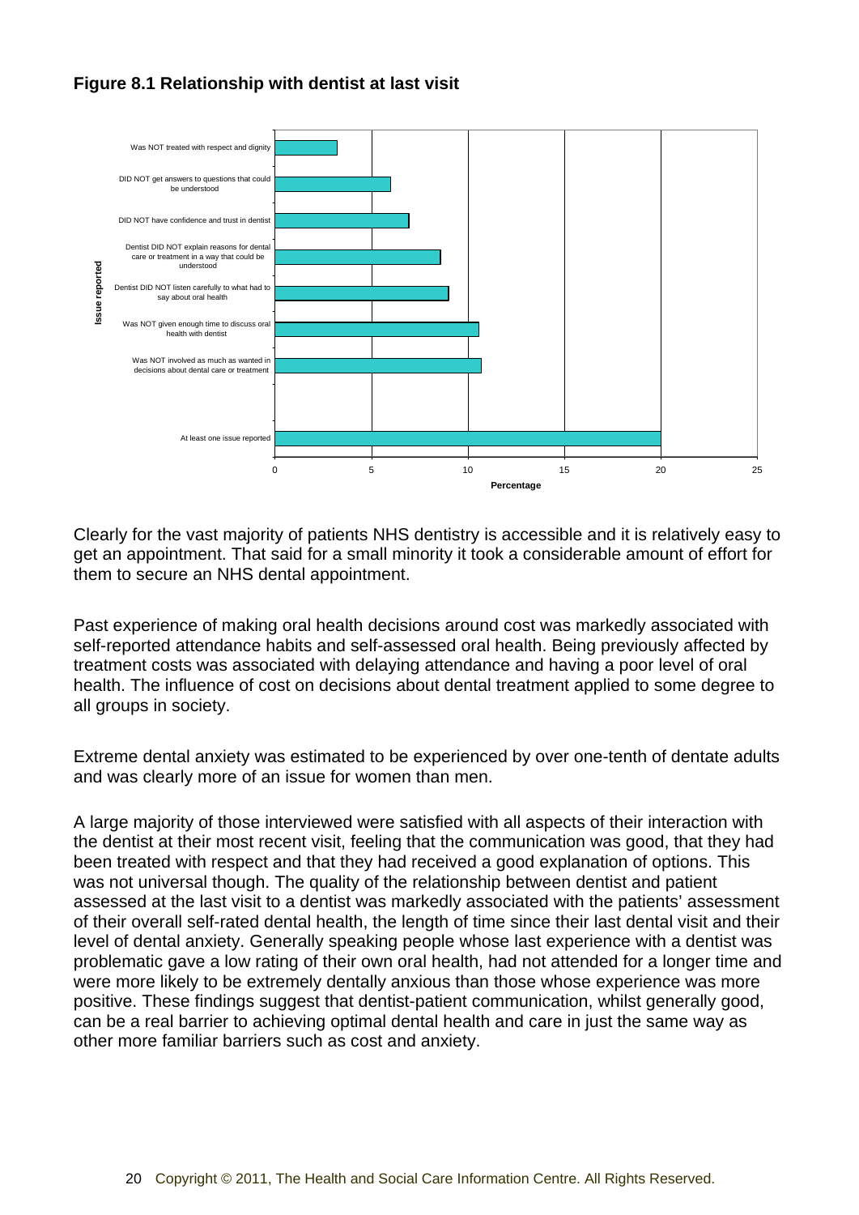**Figure 8.1 Relationship with dentist at last visit**

Clearly for the vast majority of patients NHS dentistry is accessible and it is relatively easy to get an appointment. That said for a small minority it took a considerable amount of effort for them to secure an NHS dental appointment.

Past experience of making oral health decisions around cost was markedly associated with self-reported attendance habits and self-assessed oral health. Being previously affected by treatment costs was associated with delaying attendance and having a poor level of oral health. The influence of cost on decisions about dental treatment applied to some degree to all groups in society.

Extreme dental anxiety was estimated to be experienced by over one-tenth of dentate adults and was clearly more of an issue for women than men.

A large majority of those interviewed were satisfied with all aspects of their interaction with the dentist at their most recent visit, feeling that the communication was good, that they had been treated with respect and that they had received a good explanation of options. This was not universal though. The quality of the relationship between dentist and patient assessed at the last visit to a dentist was markedly associated with the patients' assessment of their overall self-rated dental health, the length of time since their last dental visit and their level of dental anxiety. Generally speaking people whose last experience with a dentist was problematic gave a low rating of their own oral health, had not attended for a longer time and were more likely to be extremely dentally anxious than those whose experience was more positive. These findings suggest that dentist-patient communication, whilst generally good, can be a real barrier to achieving optimal dental health and care in just the same way as other more familiar barriers such as cost and anxiety.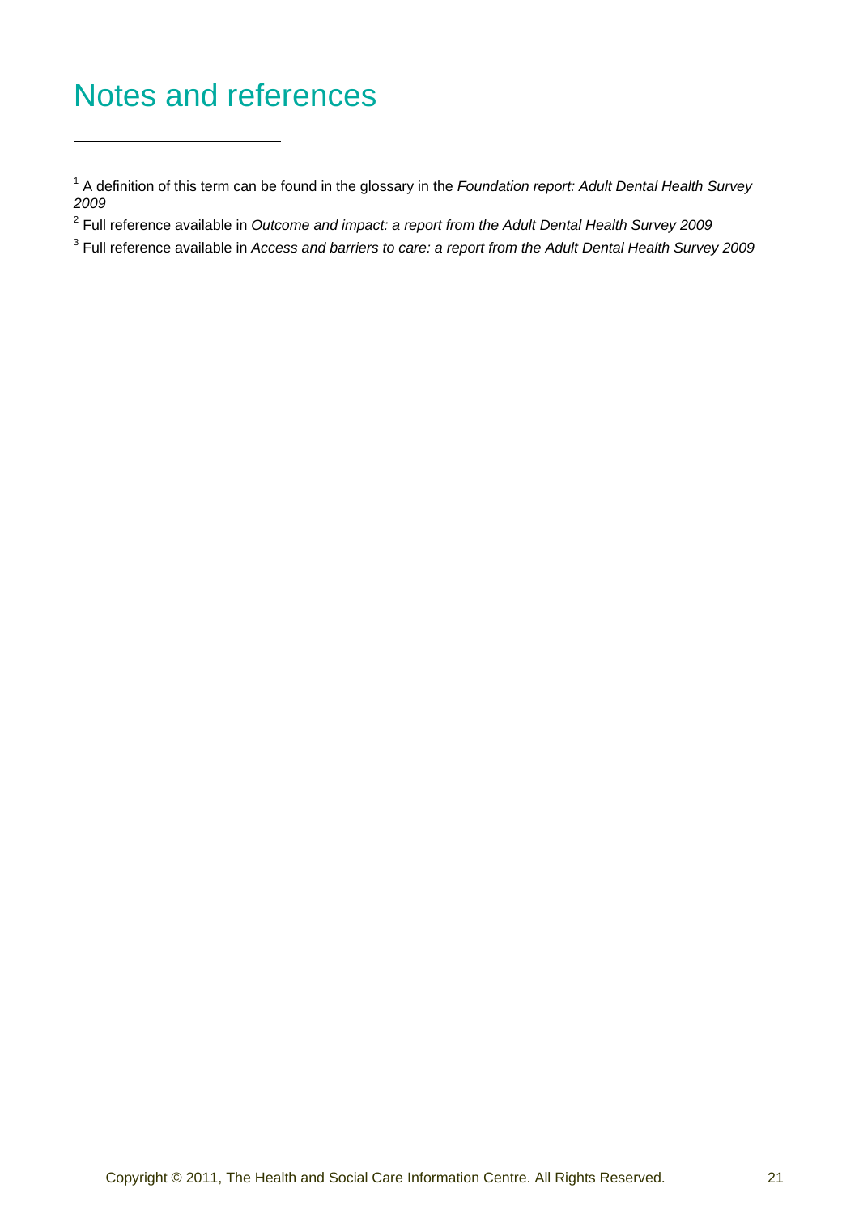# Notes and references

---

[1] A definition of this term can be found in the glossary in the *Foundation report: Adult Dental Health Survey 2009*

[2] Full reference available in *Outcome and impact: a report from the Adult Dental Health Survey 2009*

[3] Full reference available in *Access and barriers to care: a report from the Adult Dental Health Survey 2009*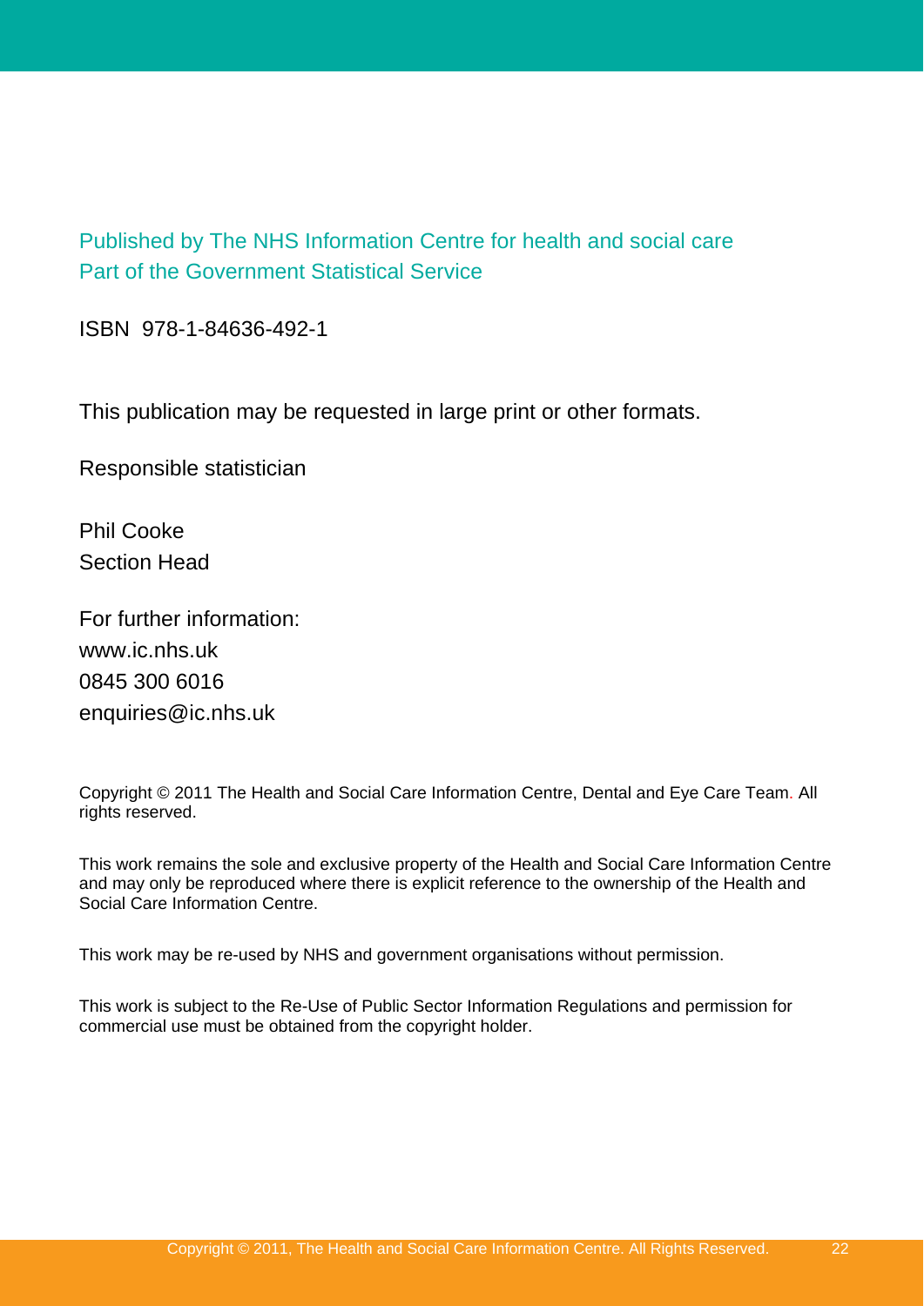Published by The NHS Information Centre for health and social care
Part of the Government Statistical Service

ISBN 978-1-84636-492-1

This publication may be requested in large print or other formats.

Responsible statistician

Phil Cooke
Section Head

For further information:
www.ic.nhs.uk
0845 300 6016
enquiries@ic.nhs.uk

Copyright © 2011 The Health and Social Care Information Centre, Dental and Eye Care Team. All rights reserved.

This work remains the sole and exclusive property of the Health and Social Care Information Centre and may only be reproduced where there is explicit reference to the ownership of the Health and Social Care Information Centre.

This work may be re-used by NHS and government organisations without permission.

This work is subject to the Re-Use of Public Sector Information Regulations and permission for commercial use must be obtained from the copyright holder.